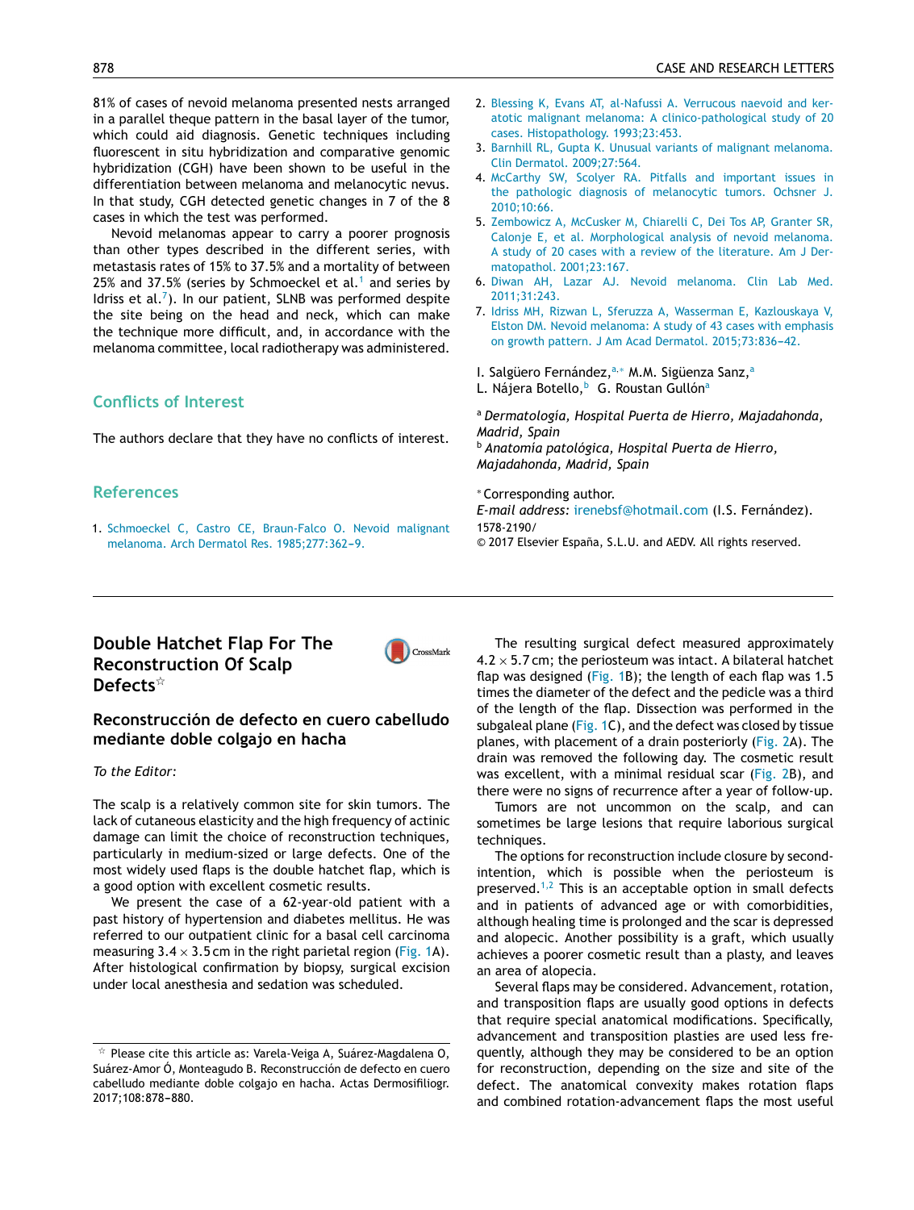81% of cases of nevoid melanoma presented nests arranged in a parallel theque pattern in the basal layer of the tumor, which could aid diagnosis. Genetic techniques including fluorescent in situ hybridization and comparative genomic hybridization (CGH) have been shown to be useful in the differentiation between melanoma and melanocytic nevus. In that study, CGH detected genetic changes in 7 of the 8 cases in which the test was performed.

Nevoid melanomas appear to carry a poorer prognosis than other types described in the different series, with metastasis rates of 15% to 37.5% and a mortality of between 25% and 37.5% (series by Schmoeckel et al.[1] and series by Idriss et al.[7]). In our patient, SLNB was performed despite the site being on the head and neck, which can make the technique more difficult, and, in accordance with the melanoma committee, local radiotherapy was administered.

## Conflicts of Interest

The authors declare that they have no conflicts of interest.

## References

1. Schmoeckel C, Castro CE, Braun-Falco O. Nevoid malignant melanoma. Arch Dermatol Res. 1985;277:362–9.
2. Blessing K, Evans AT, al-Nafussi A. Verrucous naevoid and keratotic malignant melanoma: A clinico-pathological study of 20 cases. Histopathology. 1993;23:453.
3. Barnhill RL, Gupta K. Unusual variants of malignant melanoma. Clin Dermatol. 2009;27:564.
4. McCarthy SW, Scolyer RA. Pitfalls and important issues in the pathologic diagnosis of melanocytic tumors. Ochsner J. 2010;10:66.
5. Zembowicz A, McCusker M, Chiarelli C, Dei Tos AP, Granter SR, Calonje E, et al. Morphological analysis of nevoid melanoma. A study of 20 cases with a review of the literature. Am J Dermatopathol. 2001;23:167.
6. Diwan AH, Lazar AJ. Nevoid melanoma. Clin Lab Med. 2011;31:243.
7. Idriss MH, Rizwan L, Sferuzza A, Wasserman E, Kazlouskaya V, Elston DM. Nevoid melanoma: A study of 43 cases with emphasis on growth pattern. J Am Acad Dermatol. 2015;73:836–42.

I. Salgüero Fernández,[a,*] M.M. Sigüenza Sanz,[a] L. Nájera Botello,[b] G. Roustan Gullón[a]

[a] *Dermatología, Hospital Puerta de Hierro, Majadahonda, Madrid, Spain*
[b] *Anatomía patológica, Hospital Puerta de Hierro, Majadahonda, Madrid, Spain*

[*] Corresponding author.
*E-mail address:* irenebsf@hotmail.com (I.S. Fernández).
1578-2190/
© 2017 Elsevier España, S.L.U. and AEDV. All rights reserved.

# Double Hatchet Flap For The Reconstruction Of Scalp Defects[☆]

## Reconstrucción de defecto en cuero cabelludo mediante doble colgajo en hacha

*To the Editor:*

The scalp is a relatively common site for skin tumors. The lack of cutaneous elasticity and the high frequency of actinic damage can limit the choice of reconstruction techniques, particularly in medium-sized or large defects. One of the most widely used flaps is the double hatchet flap, which is a good option with excellent cosmetic results.

We present the case of a 62-year-old patient with a past history of hypertension and diabetes mellitus. He was referred to our outpatient clinic for a basal cell carcinoma measuring $3.4 \times 3.5$ cm in the right parietal region (Fig. 1A). After histological confirmation by biopsy, surgical excision under local anesthesia and sedation was scheduled.

The resulting surgical defect measured approximately $4.2 \times 5.7$ cm; the periosteum was intact. A bilateral hatchet flap was designed (Fig. 1B); the length of each flap was 1.5 times the diameter of the defect and the pedicle was a third of the length of the flap. Dissection was performed in the subgaleal plane (Fig. 1C), and the defect was closed by tissue planes, with placement of a drain posteriorly (Fig. 2A). The drain was removed the following day. The cosmetic result was excellent, with a minimal residual scar (Fig. 2B), and there were no signs of recurrence after a year of follow-up.

Tumors are not uncommon on the scalp, and can sometimes be large lesions that require laborious surgical techniques.

The options for reconstruction include closure by second-intention, which is possible when the periosteum is preserved.[1,2] This is an acceptable option in small defects and in patients of advanced age or with comorbidities, although healing time is prolonged and the scar is depressed and alopecic. Another possibility is a graft, which usually achieves a poorer cosmetic result than a plasty, and leaves an area of alopecia.

Several flaps may be considered. Advancement, rotation, and transposition flaps are usually good options in defects that require special anatomical modifications. Specifically, advancement and transposition plasties are used less frequently, although they may be considered to be an option for reconstruction, depending on the size and site of the defect. The anatomical convexity makes rotation flaps and combined rotation-advancement flaps the most useful

[☆] Please cite this article as: Varela-Veiga A, Suárez-Magdalena O, Suárez-Amor Ó, Monteagudo B. Reconstrucción de defecto en cuero cabelludo mediante doble colgajo en hacha. Actas Dermosifiliogr. 2017;108:878–880.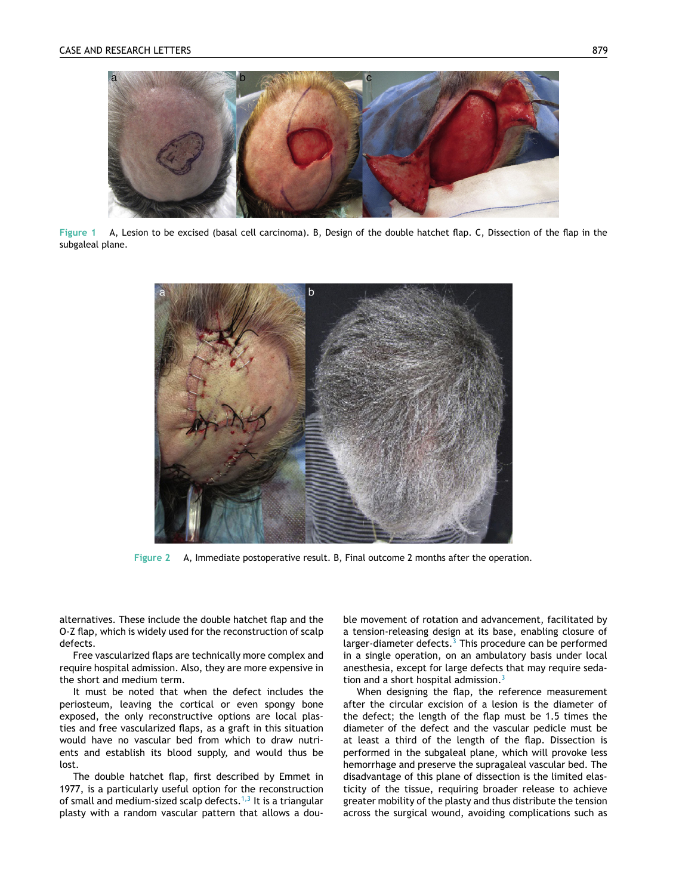Figure 1 A, Lesion to be excised (basal cell carcinoma). B, Design of the double hatchet flap. C, Dissection of the flap in the subgaleal plane.

Figure 2 A, Immediate postoperative result. B, Final outcome 2 months after the operation.

alternatives. These include the double hatchet flap and the O-Z flap, which is widely used for the reconstruction of scalp defects.

Free vascularized flaps are technically more complex and require hospital admission. Also, they are more expensive in the short and medium term.

It must be noted that when the defect includes the periosteum, leaving the cortical or even spongy bone exposed, the only reconstructive options are local plasties and free vascularized flaps, as a graft in this situation would have no vascular bed from which to draw nutrients and establish its blood supply, and would thus be lost.

The double hatchet flap, first described by Emmet in 1977, is a particularly useful option for the reconstruction of small and medium-sized scalp defects.[1,3] It is a triangular plasty with a random vascular pattern that allows a double movement of rotation and advancement, facilitated by a tension-releasing design at its base, enabling closure of larger-diameter defects.[3] This procedure can be performed in a single operation, on an ambulatory basis under local anesthesia, except for large defects that may require sedation and a short hospital admission.[3]

When designing the flap, the reference measurement after the circular excision of a lesion is the diameter of the defect; the length of the flap must be 1.5 times the diameter of the defect and the vascular pedicle must be at least a third of the length of the flap. Dissection is performed in the subgaleal plane, which will provoke less hemorrhage and preserve the supragaleal vascular bed. The disadvantage of this plane of dissection is the limited elasticity of the tissue, requiring broader release to achieve greater mobility of the plasty and thus distribute the tension across the surgical wound, avoiding complications such as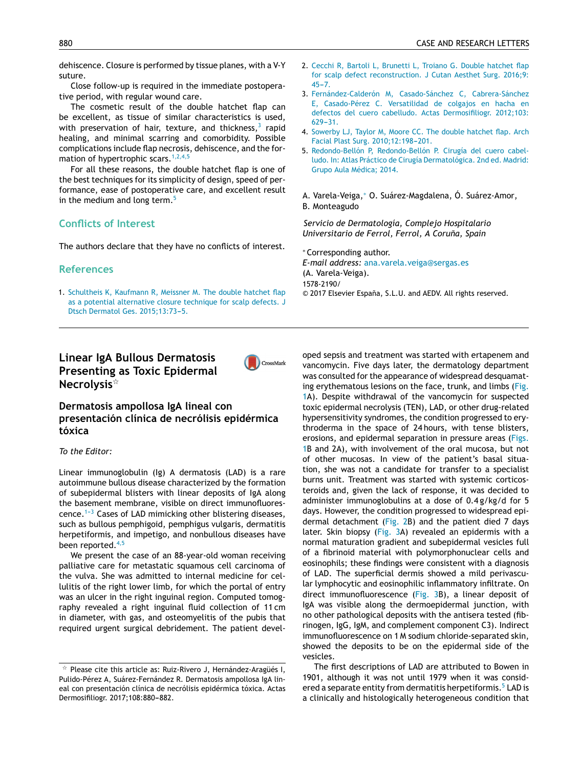dehiscence. Closure is performed by tissue planes, with a V-Y suture.

Close follow-up is required in the immediate postoperative period, with regular wound care.

The cosmetic result of the double hatchet flap can be excellent, as tissue of similar characteristics is used, with preservation of hair, texture, and thickness,[3] rapid healing, and minimal scarring and comorbidity. Possible complications include flap necrosis, dehiscence, and the formation of hypertrophic scars.[1,2,4,5]

For all these reasons, the double hatchet flap is one of the best techniques for its simplicity of design, speed of performance, ease of postoperative care, and excellent result in the medium and long term.[5]

## Conflicts of Interest

The authors declare that they have no conflicts of interest.

## References

1. Schultheis K, Kaufmann R, Meissner M. The double hatchet flap as a potential alternative closure technique for scalp defects. J Dtsch Dermatol Ges. 2015;13:73–5.
2. Cecchi R, Bartoli L, Brunetti L, Troiano G. Double hatchet flap for scalp defect reconstruction. J Cutan Aesthet Surg. 2016;9:45–7.
3. Fernández-Calderón M, Casado-Sánchez C, Cabrera-Sánchez E, Casado-Pérez C. Versatilidad de colgajos en hacha en defectos del cuero cabelludo. Actas Dermosifiliogr. 2012;103:629–31.
4. Sowerby LJ, Taylor M, Moore CC. The double hatchet flap. Arch Facial Plast Surg. 2010;12:198–201.
5. Redondo-Bellón P, Redondo-Bellón P. Cirugía del cuero cabelludo. In: Atlas Práctico de Cirugía Dermatológica. 2nd ed. Madrid: Grupo Aula Médica; 2014.

A. Varela-Veiga,* O. Suárez-Magdalena, Ó. Suárez-Amor, B. Monteagudo

*Servicio de Dermatología, Complejo Hospitalario Universitario de Ferrol, Ferrol, A Coruña, Spain*

* Corresponding author.
*E-mail address:* ana.varela.veiga@sergas.es
(A. Varela-Veiga).
1578-2190/
© 2017 Elsevier España, S.L.U. and AEDV. All rights reserved.

# Linear IgA Bullous Dermatosis Presenting as Toxic Epidermal Necrolysis☆

## Dermatosis ampollosa IgA lineal con presentación clínica de necrólisis epidérmica tóxica

*To the Editor:*

Linear immunoglobulin (Ig) A dermatosis (LAD) is a rare autoimmune bullous disease characterized by the formation of subepidermal blisters with linear deposits of IgA along the basement membrane, visible on direct immunofluorescence.[1–3] Cases of LAD mimicking other blistering diseases, such as bullous pemphigoid, pemphigus vulgaris, dermatitis herpetiformis, and impetigo, and nonbullous diseases have been reported.[4,5]

We present the case of an 88-year-old woman receiving palliative care for metastatic squamous cell carcinoma of the vulva. She was admitted to internal medicine for cellulitis of the right lower limb, for which the portal of entry was an ulcer in the right inguinal region. Computed tomography revealed a right inguinal fluid collection of 11 cm in diameter, with gas, and osteomyelitis of the pubis that required urgent surgical debridement. The patient developed sepsis and treatment was started with ertapenem and vancomycin. Five days later, the dermatology department was consulted for the appearance of widespread desquamating erythematous lesions on the face, trunk, and limbs (Fig. 1A). Despite withdrawal of the vancomycin for suspected toxic epidermal necrolysis (TEN), LAD, or other drug-related hypersensitivity syndromes, the condition progressed to erythroderma in the space of 24 hours, with tense blisters, erosions, and epidermal separation in pressure areas (Figs. 1B and 2A), with involvement of the oral mucosa, but not of other mucosas. In view of the patient's basal situation, she was not a candidate for transfer to a specialist burns unit. Treatment was started with systemic corticosteroids and, given the lack of response, it was decided to administer immunoglobulins at a dose of 0.4 g/kg/d for 5 days. However, the condition progressed to widespread epidermal detachment (Fig. 2B) and the patient died 7 days later. Skin biopsy (Fig. 3A) revealed an epidermis with a normal maturation gradient and subepidermal vesicles full of a fibrinoid material with polymorphonuclear cells and eosinophils; these findings were consistent with a diagnosis of LAD. The superficial dermis showed a mild perivascular lymphocytic and eosinophilic inflammatory infiltrate. On direct immunofluorescence (Fig. 3B), a linear deposit of IgA was visible along the dermoepidermal junction, with no other pathological deposits with the antisera tested (fibrinogen, IgG, IgM, and complement component C3). Indirect immunofluorescence on 1 M sodium chloride-separated skin, showed the deposits to be on the epidermal side of the vesicles.

The first descriptions of LAD are attributed to Bowen in 1901, although it was not until 1979 when it was considered a separate entity from dermatitis herpetiformis.[5] LAD is a clinically and histologically heterogeneous condition that

☆ Please cite this article as: Ruiz-Rivero J, Hernández-Aragüés I, Pulido-Pérez A, Suárez-Fernández R. Dermatosis ampollosa IgA lineal con presentación clínica de necrólisis epidérmica tóxica. Actas Dermosifiliogr. 2017;108:880–882.